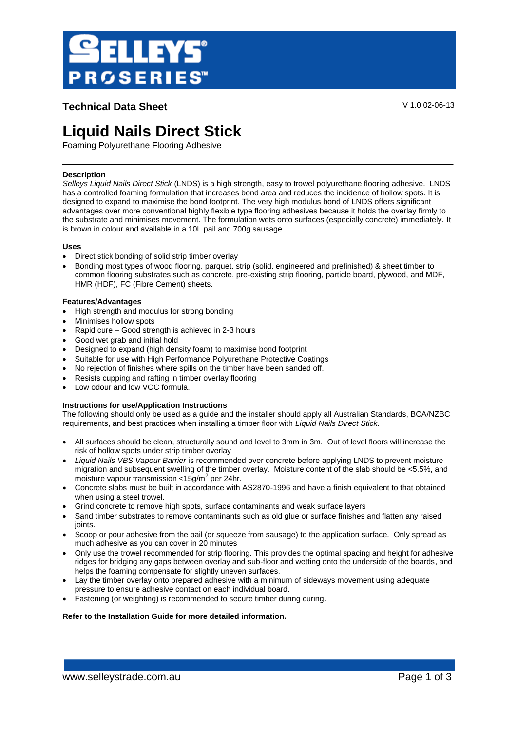SELLEYS PROSERIES

**Technical Data Sheet**

V 1.0 02-06-13

# Liquid Nails Direct Stick

Foaming Polyurethane Flooring Adhesive

---

### Description

*Selleys Liquid Nails Direct Stick* (LNDS) is a high strength, easy to trowel polyurethane flooring adhesive. LNDS has a controlled foaming formulation that increases bond area and reduces the incidence of hollow spots. It is designed to expand to maximise the bond footprint. The very high modulus bond of LNDS offers significant advantages over more conventional highly flexible type flooring adhesives because it holds the overlay firmly to the substrate and minimises movement. The formulation wets onto surfaces (especially concrete) immediately. It is brown in colour and available in a 10L pail and 700g sausage.

### Uses

- Direct stick bonding of solid strip timber overlay
- Bonding most types of wood flooring, parquet, strip (solid, engineered and prefinished) & sheet timber to common flooring substrates such as concrete, pre-existing strip flooring, particle board, plywood, and MDF, HMR (HDF), FC (Fibre Cement) sheets.

### Features/Advantages

- High strength and modulus for strong bonding
- Minimises hollow spots
- Rapid cure – Good strength is achieved in 2-3 hours
- Good wet grab and initial hold
- Designed to expand (high density foam) to maximise bond footprint
- Suitable for use with High Performance Polyurethane Protective Coatings
- No rejection of finishes where spills on the timber have been sanded off.
- Resists cupping and rafting in timber overlay flooring
- Low odour and low VOC formula.

### Instructions for use/Application Instructions

The following should only be used as a guide and the installer should apply all Australian Standards, BCA/NZBC requirements, and best practices when installing a timber floor with *Liquid Nails Direct Stick*.

- All surfaces should be clean, structurally sound and level to 3mm in 3m. Out of level floors will increase the risk of hollow spots under strip timber overlay
- *Liquid Nails VBS Vapour Barrier* is recommended over concrete before applying LNDS to prevent moisture migration and subsequent swelling of the timber overlay. Moisture content of the slab should be <5.5%, and moisture vapour transmission <15g/m$^2$ per 24hr.
- Concrete slabs must be built in accordance with AS2870-1996 and have a finish equivalent to that obtained when using a steel trowel.
- Grind concrete to remove high spots, surface contaminants and weak surface layers
- Sand timber substrates to remove contaminants such as old glue or surface finishes and flatten any raised joints.
- Scoop or pour adhesive from the pail (or squeeze from sausage) to the application surface. Only spread as much adhesive as you can cover in 20 minutes
- Only use the trowel recommended for strip flooring. This provides the optimal spacing and height for adhesive ridges for bridging any gaps between overlay and sub-floor and wetting onto the underside of the boards, and helps the foaming compensate for slightly uneven surfaces.
- Lay the timber overlay onto prepared adhesive with a minimum of sideways movement using adequate pressure to ensure adhesive contact on each individual board.
- Fastening (or weighting) is recommended to secure timber during curing.

**Refer to the Installation Guide for more detailed information.**

www.selleystrade.com.au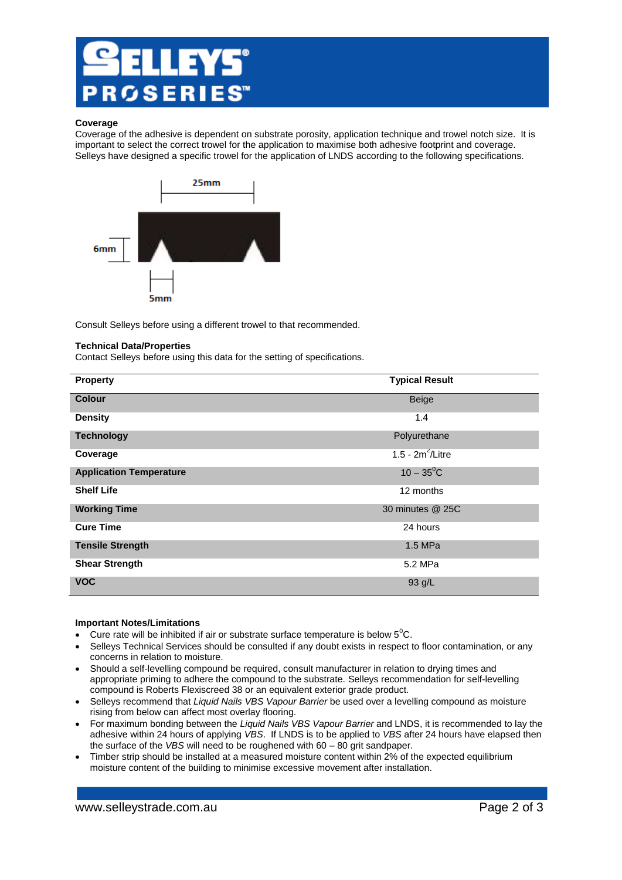### Coverage

Coverage of the adhesive is dependent on substrate porosity, application technique and trowel notch size. It is important to select the correct trowel for the application to maximise both adhesive footprint and coverage. Selleys have designed a specific trowel for the application of LNDS according to the following specifications.

25mm

6mm

5mm

Consult Selleys before using a different trowel to that recommended.

### Technical Data/Properties

Contact Selleys before using this data for the setting of specifications.

| Property | Typical Result |
|---|---|
| **Colour** | Beige |
| **Density** | 1.4 |
| **Technology** | Polyurethane |
| **Coverage** | 1.5 - 2m$^2$/Litre |
| **Application Temperature** | 10 – 35$^0$C |
| **Shelf Life** | 12 months |
| **Working Time** | 30 minutes @ 25C |
| **Cure Time** | 24 hours |
| **Tensile Strength** | 1.5 MPa |
| **Shear Strength** | 5.2 MPa |
| **VOC** | 93 g/L |

### Important Notes/Limitations

- Cure rate will be inhibited if air or substrate surface temperature is below 5$^0$C.
- Selleys Technical Services should be consulted if any doubt exists in respect to floor contamination, or any concerns in relation to moisture.
- Should a self-levelling compound be required, consult manufacturer in relation to drying times and appropriate priming to adhere the compound to the substrate. Selleys recommendation for self-levelling compound is Roberts Flexiscreed 38 or an equivalent exterior grade product.
- Selleys recommend that *Liquid Nails VBS Vapour Barrier* be used over a levelling compound as moisture rising from below can affect most overlay flooring.
- For maximum bonding between the *Liquid Nails VBS Vapour Barrier* and LNDS, it is recommended to lay the adhesive within 24 hours of applying *VBS*. If LNDS is to be applied to *VBS* after 24 hours have elapsed then the surface of the *VBS* will need to be roughened with 60 – 80 grit sandpaper.
- Timber strip should be installed at a measured moisture content within 2% of the expected equilibrium moisture content of the building to minimise excessive movement after installation.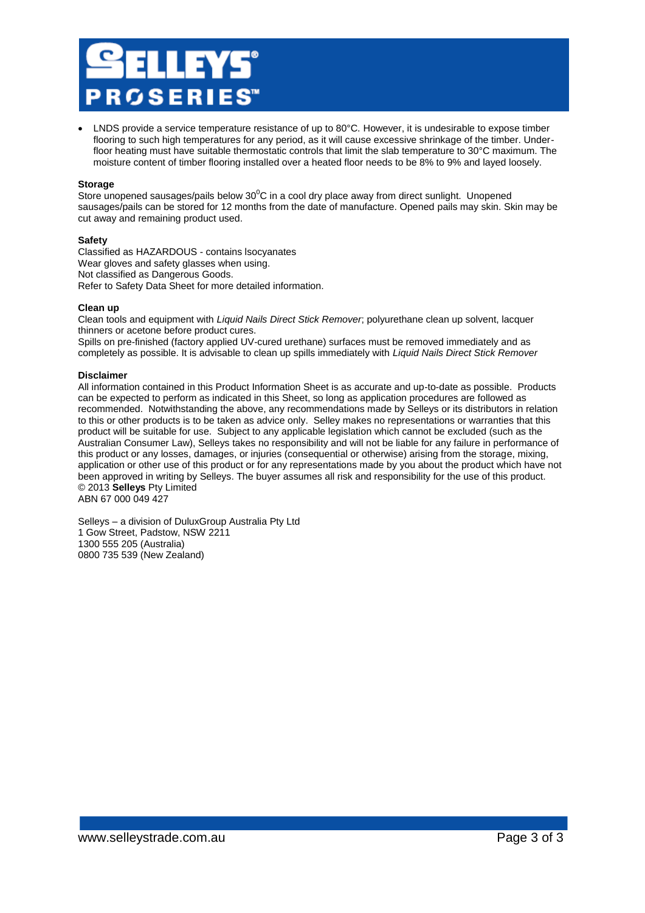- LNDS provide a service temperature resistance of up to 80°C. However, it is undesirable to expose timber flooring to such high temperatures for any period, as it will cause excessive shrinkage of the timber. Under-floor heating must have suitable thermostatic controls that limit the slab temperature to 30°C maximum. The moisture content of timber flooring installed over a heated floor needs to be 8% to 9% and layed loosely.

**Storage**

Store unopened sausages/pails below $30^0$C in a cool dry place away from direct sunlight. Unopened sausages/pails can be stored for 12 months from the date of manufacture. Opened pails may skin. Skin may be cut away and remaining product used.

**Safety**

Classified as HAZARDOUS - contains Isocyanates
Wear gloves and safety glasses when using.
Not classified as Dangerous Goods.
Refer to Safety Data Sheet for more detailed information.

**Clean up**

Clean tools and equipment with *Liquid Nails Direct Stick Remover*; polyurethane clean up solvent, lacquer thinners or acetone before product cures.
Spills on pre-finished (factory applied UV-cured urethane) surfaces must be removed immediately and as completely as possible. It is advisable to clean up spills immediately with *Liquid Nails Direct Stick Remover*

**Disclaimer**

All information contained in this Product Information Sheet is as accurate and up-to-date as possible. Products can be expected to perform as indicated in this Sheet, so long as application procedures are followed as recommended. Notwithstanding the above, any recommendations made by Selleys or its distributors in relation to this or other products is to be taken as advice only. Selley makes no representations or warranties that this product will be suitable for use. Subject to any applicable legislation which cannot be excluded (such as the Australian Consumer Law), Selleys takes no responsibility and will not be liable for any failure in performance of this product or any losses, damages, or injuries (consequential or otherwise) arising from the storage, mixing, application or other use of this product or for any representations made by you about the product which have not been approved in writing by Selleys. The buyer assumes all risk and responsibility for the use of this product.
© 2013 **Selleys** Pty Limited
ABN 67 000 049 427

Selleys – a division of DuluxGroup Australia Pty Ltd
1 Gow Street, Padstow, NSW 2211
1300 555 205 (Australia)
0800 735 539 (New Zealand)

www.selleystrade.com.au